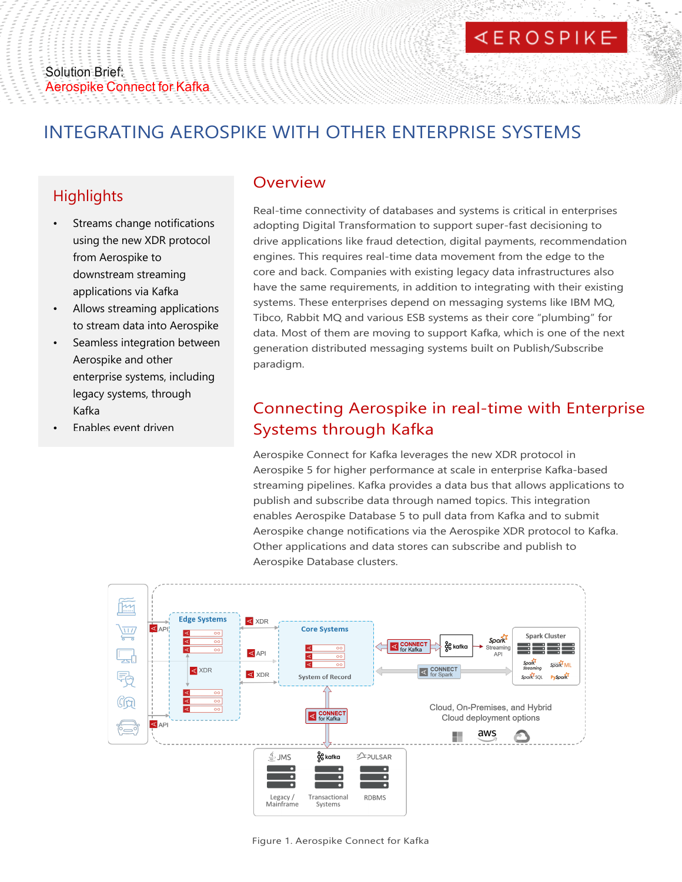Solution Brief:
Aerospike Connect for Kafka

# INTEGRATING AEROSPIKE WITH OTHER ENTERPRISE SYSTEMS

## Highlights

- Streams change notifications using the new XDR protocol from Aerospike to downstream streaming applications via Kafka
- Allows streaming applications to stream data into Aerospike
- Seamless integration between Aerospike and other enterprise systems, including legacy systems, through Kafka
- Enables event driven

## Overview

Real-time connectivity of databases and systems is critical in enterprises adopting Digital Transformation to support super-fast decisioning to drive applications like fraud detection, digital payments, recommendation engines. This requires real-time data movement from the edge to the core and back. Companies with existing legacy data infrastructures also have the same requirements, in addition to integrating with their existing systems. These enterprises depend on messaging systems like IBM MQ, Tibco, Rabbit MQ and various ESB systems as their core "plumbing" for data. Most of them are moving to support Kafka, which is one of the next generation distributed messaging systems built on Publish/Subscribe paradigm.

## Connecting Aerospike in real-time with Enterprise Systems through Kafka

Aerospike Connect for Kafka leverages the new XDR protocol in Aerospike 5 for higher performance at scale in enterprise Kafka-based streaming pipelines. Kafka provides a data bus that allows applications to publish and subscribe data through named topics. This integration enables Aerospike Database 5 to pull data from Kafka and to submit Aerospike change notifications via the Aerospike XDR protocol to Kafka. Other applications and data stores can subscribe and publish to Aerospike Database clusters.

Figure 1. Aerospike Connect for Kafka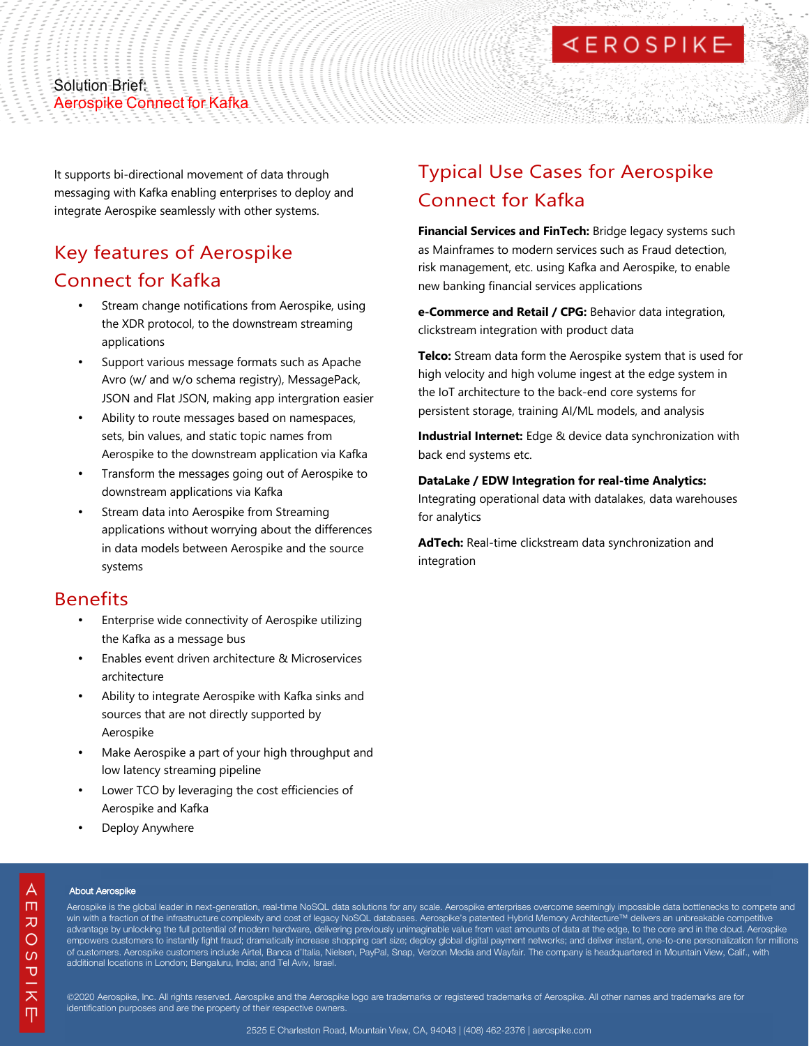It supports bi-directional movement of data through messaging with Kafka enabling enterprises to deploy and integrate Aerospike seamlessly with other systems.

## Key features of Aerospike Connect for Kafka

- Stream change notifications from Aerospike, using the XDR protocol, to the downstream streaming applications
- Support various message formats such as Apache Avro (w/ and w/o schema registry), MessagePack, JSON and Flat JSON, making app intergration easier
- Ability to route messages based on namespaces, sets, bin values, and static topic names from Aerospike to the downstream application via Kafka
- Transform the messages going out of Aerospike to downstream applications via Kafka
- Stream data into Aerospike from Streaming applications without worrying about the differences in data models between Aerospike and the source systems

## Benefits

- Enterprise wide connectivity of Aerospike utilizing the Kafka as a message bus
- Enables event driven architecture & Microservices architecture
- Ability to integrate Aerospike with Kafka sinks and sources that are not directly supported by Aerospike
- Make Aerospike a part of your high throughput and low latency streaming pipeline
- Lower TCO by leveraging the cost efficiencies of Aerospike and Kafka
- Deploy Anywhere

## Typical Use Cases for Aerospike Connect for Kafka

**Financial Services and FinTech:** Bridge legacy systems such as Mainframes to modern services such as Fraud detection, risk management, etc. using Kafka and Aerospike, to enable new banking financial services applications

**e-Commerce and Retail / CPG:** Behavior data integration, clickstream integration with product data

**Telco:** Stream data form the Aerospike system that is used for high velocity and high volume ingest at the edge system in the IoT architecture to the back-end core systems for persistent storage, training AI/ML models, and analysis

**Industrial Internet:** Edge & device data synchronization with back end systems etc.

**DataLake / EDW Integration for real-time Analytics:** Integrating operational data with datalakes, data warehouses for analytics

**AdTech:** Real-time clickstream data synchronization and integration

### About Aerospike

Aerospike is the global leader in next-generation, real-time NoSQL data solutions for any scale. Aerospike enterprises overcome seemingly impossible data bottlenecks to compete and win with a fraction of the infrastructure complexity and cost of legacy NoSQL databases. Aerospike's patented Hybrid Memory Architecture™ delivers an unbreakable competitive advantage by unlocking the full potential of modern hardware, delivering previously unimaginable value from vast amounts of data at the edge, to the core and in the cloud. Aerospike empowers customers to instantly fight fraud; dramatically increase shopping cart size; deploy global digital payment networks; and deliver instant, one-to-one personalization for millions of customers. Aerospike customers include Airtel, Banca d'Italia, Nielsen, PayPal, Snap, Verizon Media and Wayfair. The company is headquartered in Mountain View, Calif., with additional locations in London; Bengaluru, India; and Tel Aviv, Israel.

©2020 Aerospike, Inc. All rights reserved. Aerospike and the Aerospike logo are trademarks or registered trademarks of Aerospike. All other names and trademarks are for identification purposes and are the property of their respective owners.

2525 E Charleston Road, Mountain View, CA, 94043 | (408) 462-2376 | aerospike.com